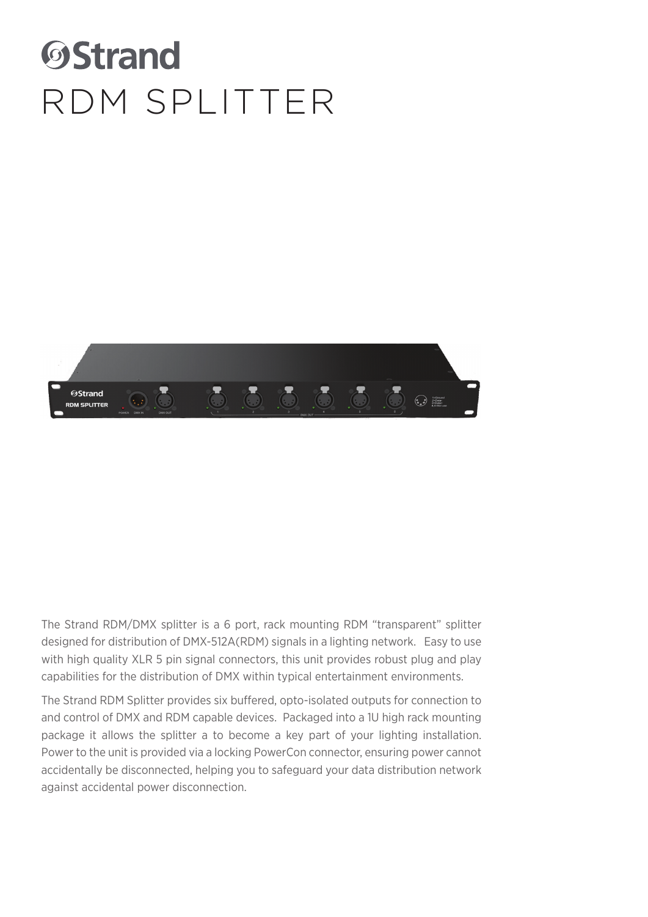# Strand

# RDM SPLITTER

The Strand RDM/DMX splitter is a 6 port, rack mounting RDM "transparent" splitter designed for distribution of DMX-512A(RDM) signals in a lighting network. Easy to use with high quality XLR 5 pin signal connectors, this unit provides robust plug and play capabilities for the distribution of DMX within typical entertainment environments.

The Strand RDM Splitter provides six buffered, opto-isolated outputs for connection to and control of DMX and RDM capable devices. Packaged into a 1U high rack mounting package it allows the splitter a to become a key part of your lighting installation. Power to the unit is provided via a locking PowerCon connector, ensuring power cannot accidentally be disconnected, helping you to safeguard your data distribution network against accidental power disconnection.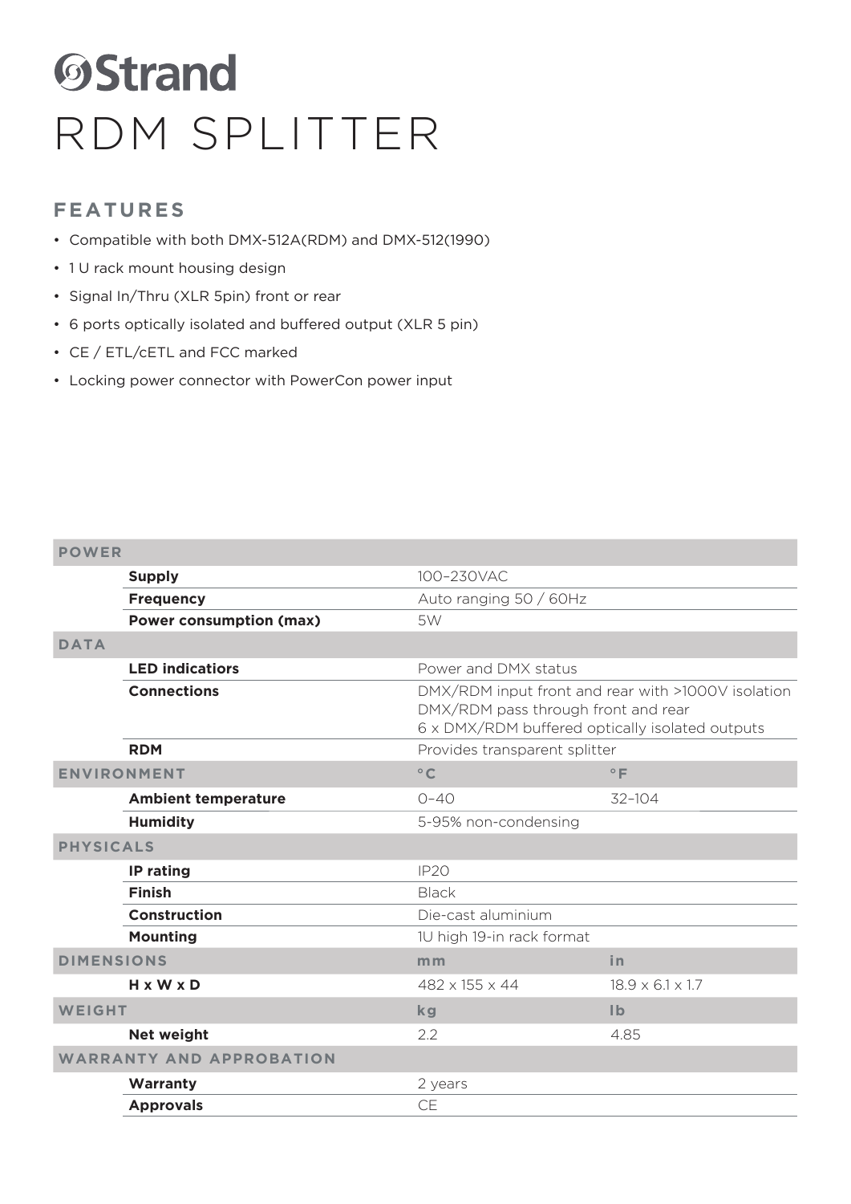# Strand

# RDM SPLITTER

## FEATURES

- Compatible with both DMX-512A(RDM) and DMX-512(1990)
- 1 U rack mount housing design
- Signal In/Thru (XLR 5pin) front or rear
- 6 ports optically isolated and buffered output (XLR 5 pin)
- CE / ETL/cETL and FCC marked
- Locking power connector with PowerCon power input

| POWER | | | |
|---|---|---|---|
| | **Supply** | 100–230VAC | |
| | **Frequency** | Auto ranging 50 / 60Hz | |
| | **Power consumption (max)** | 5W | |
| **DATA** | | | |
| | **LED indicatiors** | Power and DMX status | |
| | **Connections** | DMX/RDM input front and rear with >1000V isolation<br>DMX/RDM pass through front and rear<br>6 x DMX/RDM buffered optically isolated outputs | |
| | **RDM** | Provides transparent splitter | |
| **ENVIRONMENT** | | **°C** | **°F** |
| | **Ambient temperature** | 0–40 | 32–104 |
| | **Humidity** | 5-95% non-condensing | |
| **PHYSICALS** | | | |
| | **IP rating** | IP20 | |
| | **Finish** | Black | |
| | **Construction** | Die-cast aluminium | |
| | **Mounting** | 1U high 19-in rack format | |
| **DIMENSIONS** | | **mm** | **in** |
| | **H x W x D** | 482 x 155 x 44 | 18.9 x 6.1 x 1.7 |
| **WEIGHT** | | **kg** | **lb** |
| | **Net weight** | 2.2 | 4.85 |
| **WARRANTY AND APPROBATION** | | | |
| | **Warranty** | 2 years | |
| | **Approvals** | CE | |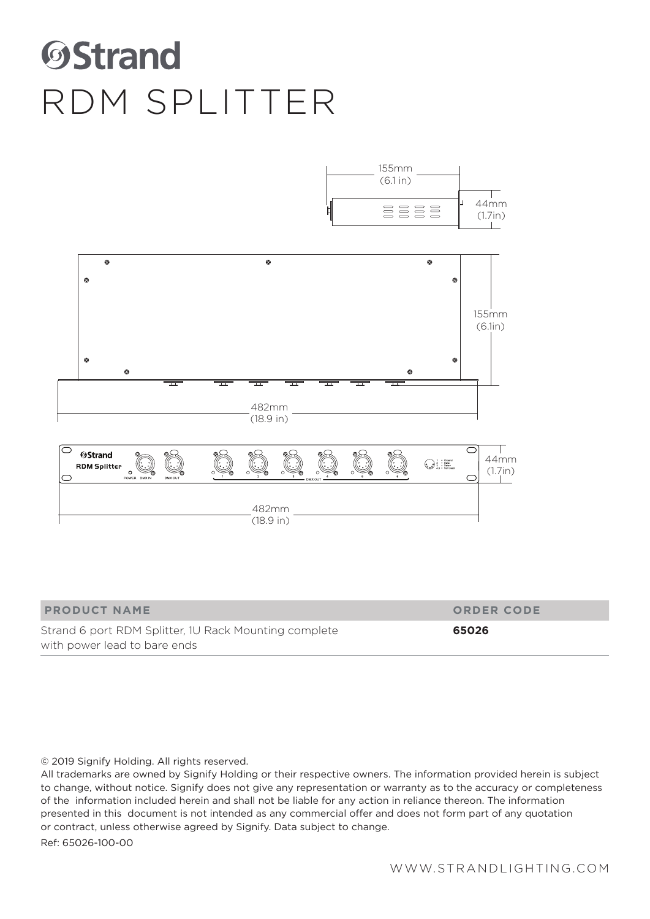# Strand

# RDM SPLITTER

155mm
(6.1 in)

44mm
(1.7in)

155mm
(6.1in)

482mm
(18.9 in)

44mm
(1.7in)

482mm
(18.9 in)

| PRODUCT NAME | ORDER CODE |
|---|---|
| Strand 6 port RDM Splitter, 1U Rack Mounting complete with power lead to bare ends | **65026** |

© 2019 Signify Holding. All rights reserved.
All trademarks are owned by Signify Holding or their respective owners. The information provided herein is subject to change, without notice. Signify does not give any representation or warranty as to the accuracy or completeness of the information included herein and shall not be liable for any action in reliance thereon. The information presented in this document is not intended as any commercial offer and does not form part of any quotation or contract, unless otherwise agreed by Signify. Data subject to change.

Ref: 65026-100-00

WWW.STRANDLIGHTING.COM